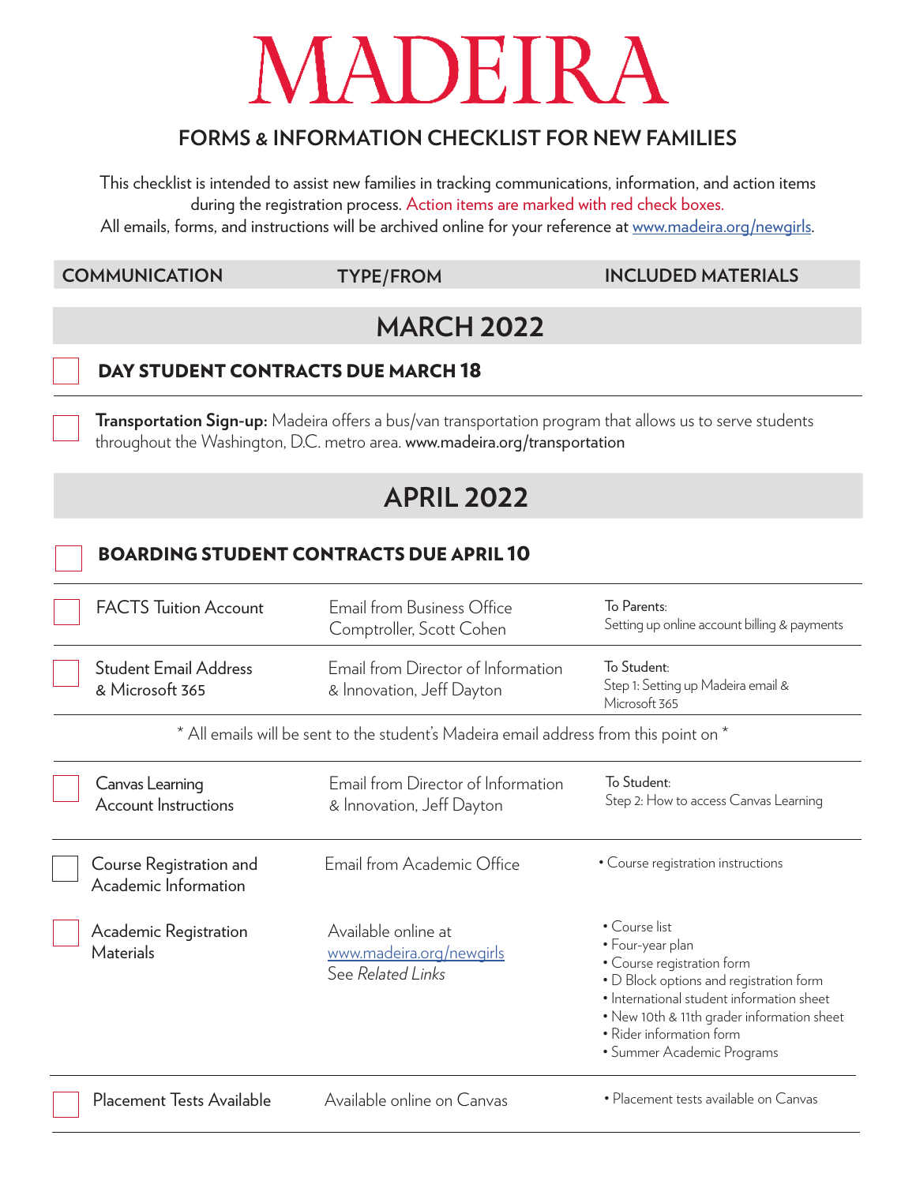# MADEIRA

## FORMS & INFORMATION CHECKLIST FOR NEW FAMILIES

This checklist is intended to assist new families in tracking communications, information, and action items during the registration process. Action items are marked with red check boxes.
All emails, forms, and instructions will be archived online for your reference at www.madeira.org/newgirls.

| COMMUNICATION | TYPE/FROM | INCLUDED MATERIALS |
|---|---|---|

## MARCH 2022

- [ ] **DAY STUDENT CONTRACTS DUE MARCH 18**

- [ ] **Transportation Sign-up:** Madeira offers a bus/van transportation program that allows us to serve students throughout the Washington, D.C. metro area. www.madeira.org/transportation

## APRIL 2022

- [ ] **BOARDING STUDENT CONTRACTS DUE APRIL 10**

| COMMUNICATION | TYPE/FROM | INCLUDED MATERIALS |
|---|---|---|
| ☐ FACTS Tuition Account | Email from Business Office Comptroller, Scott Cohen | To Parents: Setting up online account billing & payments |
| ☐ Student Email Address & Microsoft 365 | Email from Director of Information & Innovation, Jeff Dayton | To Student: Step 1: Setting up Madeira email & Microsoft 365 |

\* All emails will be sent to the student's Madeira email address from this point on \*

| COMMUNICATION | TYPE/FROM | INCLUDED MATERIALS |
|---|---|---|
| ☐ Canvas Learning Account Instructions | Email from Director of Information & Innovation, Jeff Dayton | To Student: Step 2: How to access Canvas Learning |
| ☐ Course Registration and Academic Information | Email from Academic Office | • Course registration instructions |
| ☐ Academic Registration Materials | Available online at www.madeira.org/newgirls See *Related Links* | • Course list<br>• Four-year plan<br>• Course registration form<br>• D Block options and registration form<br>• International student information sheet<br>• New 10th & 11th grader information sheet<br>• Rider information form<br>• Summer Academic Programs |
| ☐ Placement Tests Available | Available online on Canvas | • Placement tests available on Canvas |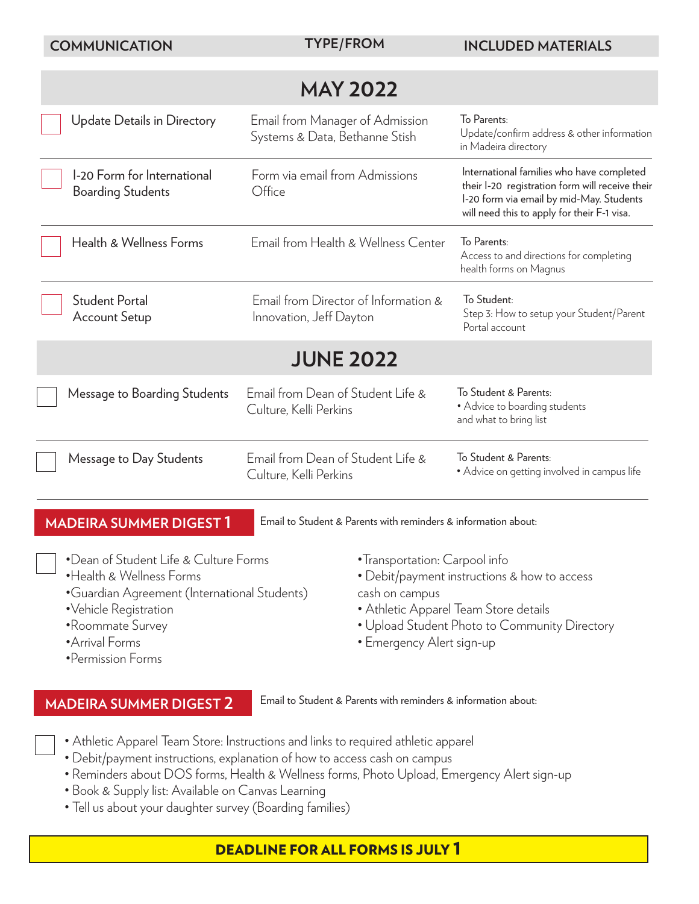| COMMUNICATION | TYPE/FROM | INCLUDED MATERIALS |
| --- | --- | --- |
| **MAY 2022** | | |
| ☐ Update Details in Directory | Email from Manager of Admission Systems & Data, Bethanne Stish | To Parents: Update/confirm address & other information in Madeira directory |
| ☐ I-20 Form for International Boarding Students | Form via email from Admissions Office | International families who have completed their I-20 registration form will receive their I-20 form via email by mid-May. Students will need this to apply for their F-1 visa. |
| ☐ Health & Wellness Forms | Email from Health & Wellness Center | To Parents: Access to and directions for completing health forms on Magnus |
| ☐ Student Portal Account Setup | Email from Director of Information & Innovation, Jeff Dayton | To Student: Step 3: How to setup your Student/Parent Portal account |
| **JUNE 2022** | | |
| ☐ Message to Boarding Students | Email from Dean of Student Life & Culture, Kelli Perkins | To Student & Parents: • Advice to boarding students and what to bring list |
| ☐ Message to Day Students | Email from Dean of Student Life & Culture, Kelli Perkins | To Student & Parents: • Advice on getting involved in campus life |

## MADEIRA SUMMER DIGEST 1

Email to Student & Parents with reminders & information about:

☐

- Dean of Student Life & Culture Forms
- Health & Wellness Forms
- Guardian Agreement (International Students)
- Vehicle Registration
- Roommate Survey
- Arrival Forms
- Permission Forms
- Transportation: Carpool info
- Debit/payment instructions & how to access cash on campus
- Athletic Apparel Team Store details
- Upload Student Photo to Community Directory
- Emergency Alert sign-up

## MADEIRA SUMMER DIGEST 2

Email to Student & Parents with reminders & information about:

☐

- Athletic Apparel Team Store: Instructions and links to required athletic apparel
- Debit/payment instructions, explanation of how to access cash on campus
- Reminders about DOS forms, Health & Wellness forms, Photo Upload, Emergency Alert sign-up
- Book & Supply list: Available on Canvas Learning
- Tell us about your daughter survey (Boarding families)

**DEADLINE FOR ALL FORMS IS JULY 1**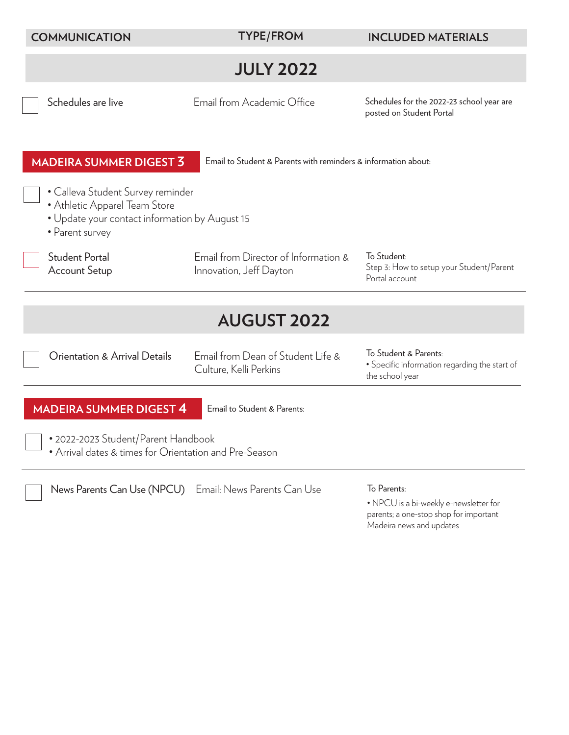| COMMUNICATION | TYPE/FROM | INCLUDED MATERIALS |
|---|---|---|

## JULY 2022

| COMMUNICATION | TYPE/FROM | INCLUDED MATERIALS |
|---|---|---|
| ☐ Schedules are live | Email from Academic Office | Schedules for the 2022-23 school year are posted on Student Portal |

**MADEIRA SUMMER DIGEST 3** Email to Student & Parents with reminders & information about:

☐
- Calleva Student Survey reminder
- Athletic Apparel Team Store
- Update your contact information by August 15
- Parent survey

| COMMUNICATION | TYPE/FROM | INCLUDED MATERIALS |
|---|---|---|
| ☐ Student Portal Account Setup | Email from Director of Information & Innovation, Jeff Dayton | To Student: Step 3: How to setup your Student/Parent Portal account |

## AUGUST 2022

| COMMUNICATION | TYPE/FROM | INCLUDED MATERIALS |
|---|---|---|
| ☐ Orientation & Arrival Details | Email from Dean of Student Life & Culture, Kelli Perkins | To Student & Parents: • Specific information regarding the start of the school year |

**MADEIRA SUMMER DIGEST 4** Email to Student & Parents:

☐
- 2022-2023 Student/Parent Handbook
- Arrival dates & times for Orientation and Pre-Season

| COMMUNICATION | TYPE/FROM | INCLUDED MATERIALS |
|---|---|---|
| ☐ News Parents Can Use (NPCU) | Email: News Parents Can Use | To Parents: • NPCU is a bi-weekly e-newsletter for parents; a one-stop shop for important Madeira news and updates |